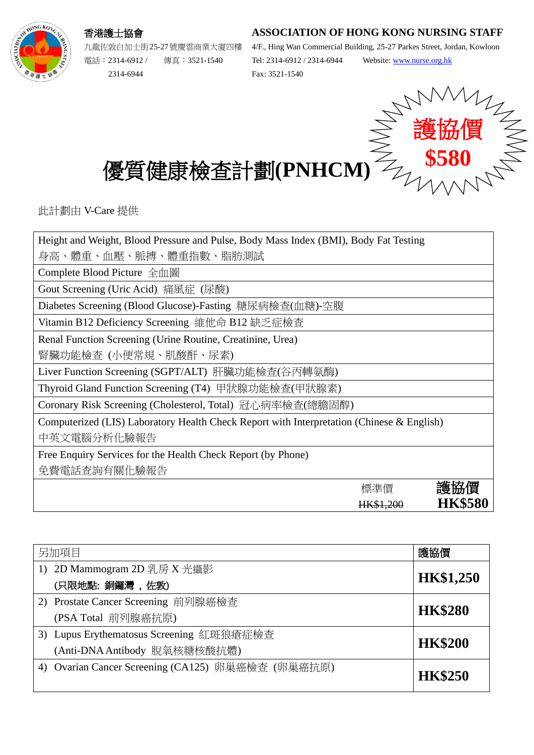**香港護士協會**

九龍佐敦白加士街25-27號慶雲商業大廈四樓

電話：2314-6912 / 2314-6944　傳真：3521-1540

**ASSOCIATION OF HONG KONG NURSING STAFF**

4/F., Hing Wan Commercial Building, 25-27 Parkes Street, Jordan, Kowloon

Tel: 2314-6912 / 2314-6944　Website: www.nurse.org.hk

Fax: 3521-1540

**護協價 $580**

# 優質健康檢查計劃(PNHCM)

此計劃由 V-Care 提供

| |
|---|
| Height and Weight, Blood Pressure and Pulse, Body Mass Index (BMI), Body Fat Testing<br>身高、體重、血壓、脈搏、體重指數、脂肪測試 |
| Complete Blood Picture 全血圖 |
| Gout Screening (Uric Acid) 痛風症 (尿酸) |
| Diabetes Screening (Blood Glucose)-Fasting 糖尿病檢查(血糖)-空腹 |
| Vitamin B12 Deficiency Screening 維他命 B12 缺乏症檢查 |
| Renal Function Screening (Urine Routine, Creatinine, Urea)<br>腎臟功能檢查 (小便常規、肌酸酐、尿素) |
| Liver Function Screening (SGPT/ALT) 肝臟功能檢查(谷丙轉氨酶) |
| Thyroid Gland Function Screening (T4) 甲狀腺功能檢查(甲狀腺素) |
| Coronary Risk Screening (Cholesterol, Total) 冠心病率檢查(總膽固醇) |
| Computerized (LIS) Laboratory Health Check Report with Interpretation (Chinese & English)<br>中英文電腦分析化驗報告 |
| Free Enquiry Services for the Health Check Report (by Phone)<br>免費電話查詢有關化驗報告 |
| 標準價 ~~HK$1,200~~　**護協價 HK$580** |

| 另加項目 | **護協價** |
|---|---|
| 1) 2D Mammogram 2D 乳房 X 光攝影<br>**(只限地點: 銅鑼灣，佐敦)** | **HK$1,250** |
| 2) Prostate Cancer Screening 前列腺癌檢查<br>(PSA Total 前列腺癌抗原) | **HK$280** |
| 3) Lupus Erythematosus Screening 紅斑狼瘡症檢查<br>(Anti-DNA Antibody 脫氧核糖核酸抗體) | **HK$200** |
| 4) Ovarian Cancer Screening (CA125) 卵巢癌檢查 (卵巢癌抗原) | **HK$250** |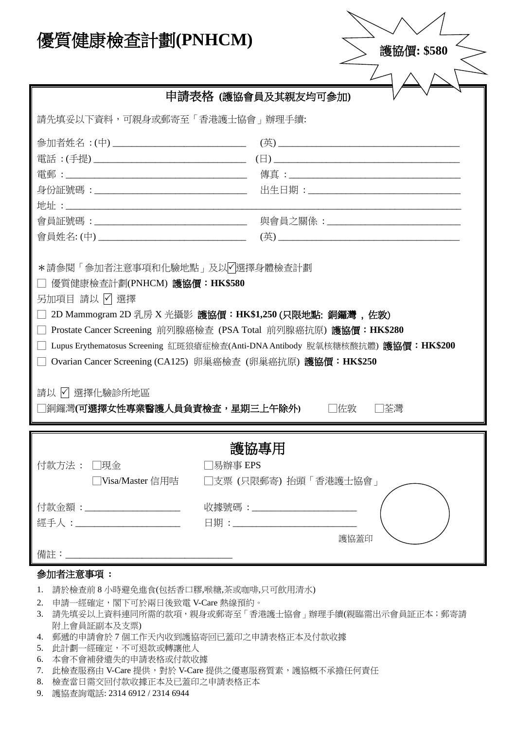# 優質健康檢查計劃(PNHCM)

**護協價: $580**

## 申請表格 (護協會員及其親友均可參加)

請先填妥以下資料，可親身或郵寄至「香港護士協會」辦理手續:

參加者姓名 : (中) ______________________ (英) ______________________

電話 : (手提) ______________________ (日) ______________________

電郵 : ______________________ 傳真 : ______________________

身份証號碼 : ______________________ 出生日期 : ______________________

地址 : ______________________________________________

會員証號碼 : ______________________ 與會員之關係 : ______________________

會員姓名: (中) ______________________ (英) ______________________

＊請參閱「參加者注意事項和化驗地點」及以☑選擇身體檢查計劃

☐ 優質健康檢查計劃(PNHCM) **護協價：HK$580**

另加項目 請以 ☑ 選擇

☐ 2D Mammogram 2D 乳房 X 光攝影 **護協價：HK$1,250 (只限地點: 銅鑼灣，佐敦)**

☐ Prostate Cancer Screening 前列腺癌檢查 (PSA Total 前列腺癌抗原) **護協價：HK$280**

☐ Lupus Erythematosus Screening 紅斑狼瘡症檢查(Anti-DNA Antibody 脫氧核糖核酸抗體) **護協價：HK$200**

☐ Ovarian Cancer Screening (CA125) 卵巢癌檢查 (卵巢癌抗原) **護協價：HK$250**

請以 ☑ 選擇化驗診所地區

☐銅鑼灣**(可選擇女性專業醫護人員負責檢查，星期三上午除外)** ☐佐敦 ☐荃灣

## 護協專用

付款方法： ☐現金 ☐易辦事 EPS

☐Visa/Master 信用咭 ☐支票 (只限郵寄) 抬頭「香港護士協會」

付款金額：______________ 收據號碼：______________

經手人：______________ 日期：______________

護協蓋印

備註：______________________

**參加者注意事項：**

1. 請於檢查前 8 小時避免進食(包括香口膠,喉糖,茶或咖啡,只可飲用清水)
2. 申請一經確定，閣下可於兩日後致電 V-Care 熱線預約。
3. 請先填妥以上資料連同所需的款項，親身或郵寄至「香港護士協會」辦理手續(親臨需出示會員証正本；郵寄請附上會員証副本及支票)
4. 郵遞的申請會於 7 個工作天內收到護協寄回已蓋印之申請表格正本及付款收據
5. 此計劃一經確定，不可退款或轉讓他人
6. 本會不會補發遺失的申請表格或付款收據
7. 此檢查服務由 V-Care 提供，對於 V-Care 提供之優惠服務質素，護協概不承擔任何責任
8. 檢查當日需交回付款收據正本及已蓋印之申請表格正本
9. 護協查詢電話: 2314 6912 / 2314 6944